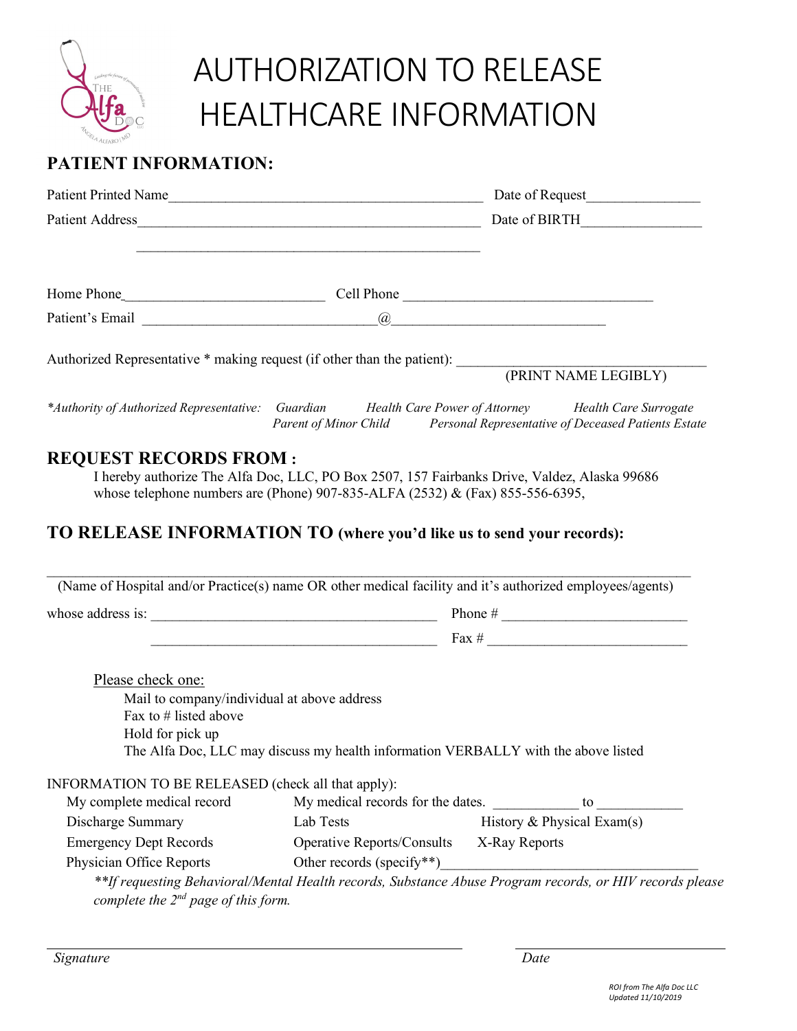# AUTHORIZATION TO RELEASE HEALTHCARE INFORMATION

## PATIENT INFORMATION:

Patient Printed Name______________________________________________ Date of Request________________

Patient Address__________________________________________________ Date of BIRTH_________________

_________________________________________________

Home Phone____________________________ Cell Phone ____________________________________

Patient's Email _________________________________@______________________________

Authorized Representative * making request (if other than the patient): ______________________________
(PRINT NAME LEGIBLY)

*\*Authority of Authorized Representative: Guardian Health Care Power of Attorney Health Care Surrogate Parent of Minor Child Personal Representative of Deceased Patients Estate*

## REQUEST RECORDS FROM :

I hereby authorize The Alfa Doc, LLC, PO Box 2507, 157 Fairbanks Drive, Valdez, Alaska 99686 whose telephone numbers are (Phone) 907-835-ALFA (2532) & (Fax) 855-556-6395,

## TO RELEASE INFORMATION TO (where you'd like us to send your records):

____________________________________________________________________________________________
(Name of Hospital and/or Practice(s) name OR other medical facility and it's authorized employees/agents)

whose address is: ________________________________________ Phone # __________________________

________________________________________ Fax # ____________________________

Please check one:

- Mail to company/individual at above address
- Fax to # listed above
- Hold for pick up
- The Alfa Doc, LLC may discuss my health information VERBALLY with the above listed

INFORMATION TO BE RELEASED (check all that apply):

- My complete medical record
- My medical records for the dates. ____________ to ____________
- Discharge Summary
- Lab Tests
- History & Physical Exam(s)
- Emergency Dept Records
- Operative Reports/Consults
- X-Ray Reports
- Physician Office Reports
- Other records (specify\*\*)____________________________________

*\*\*If requesting Behavioral/Mental Health records, Substance Abuse Program records, or HIV records please complete the 2nd page of this form.*

_____________________________________________ _______________________

*Signature* *Date*

*ROI from The Alfa Doc LLC*
*Updated 11/10/2019*